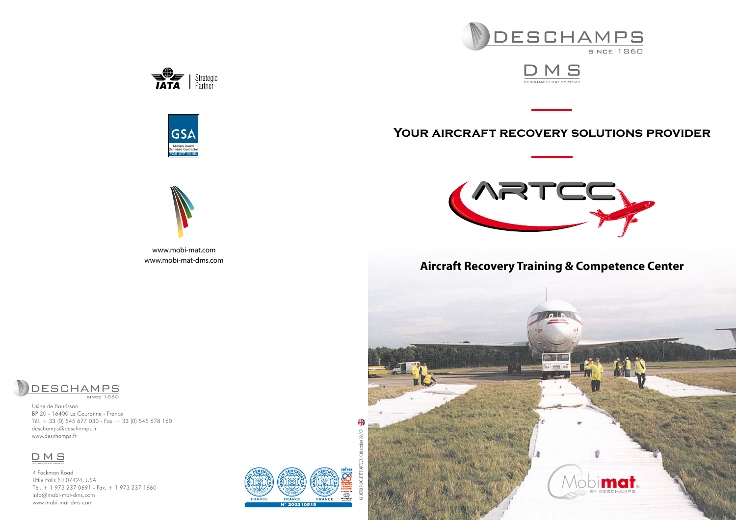IATA | Strategic Partner

GSA
Multiple Award Schedule Contractor
#GS-07F-0316L

www.mobi-mat.com
www.mobi-mat-dms.com

DESCHAMPS
SINCE 1860

Usine de Bourisson
BP 20 - 16400 La Couronne - France
Tél. + 33 (0) 545 677 030 - Fax. + 33 (0) 545 678 160
deschamps@deschamps.fr
www.deschamps.fr

DMS
DESCHAMPS MAT SYSTEMS

4 Peckman Road
Little Falls NJ 07424, USA
Tél. + 1 973 237 0691 - Fax. + 1 973 237 1660
info@mobi-mat-dms.com
www.mobi-mat-dms.com

MOODY CERTIFICATION ISO 9001 FRANCE — MOODY CERTIFICATION ISO 14001 FRANCE — MOODY CERTIFICATION OHSAS 18001 FRANCE — cofrac
N° 200210515

A3 AERO PLAQUETTE ARTCC UK 30 octobre 09 /KB

DESCHAMPS
SINCE 1860

DMS
DESCHAMPS MAT SYSTEMS

# Your aircraft recovery solutions provider

ARTCC

## Aircraft Recovery Training & Competence Center

Mobimat®
BY DESCHAMPS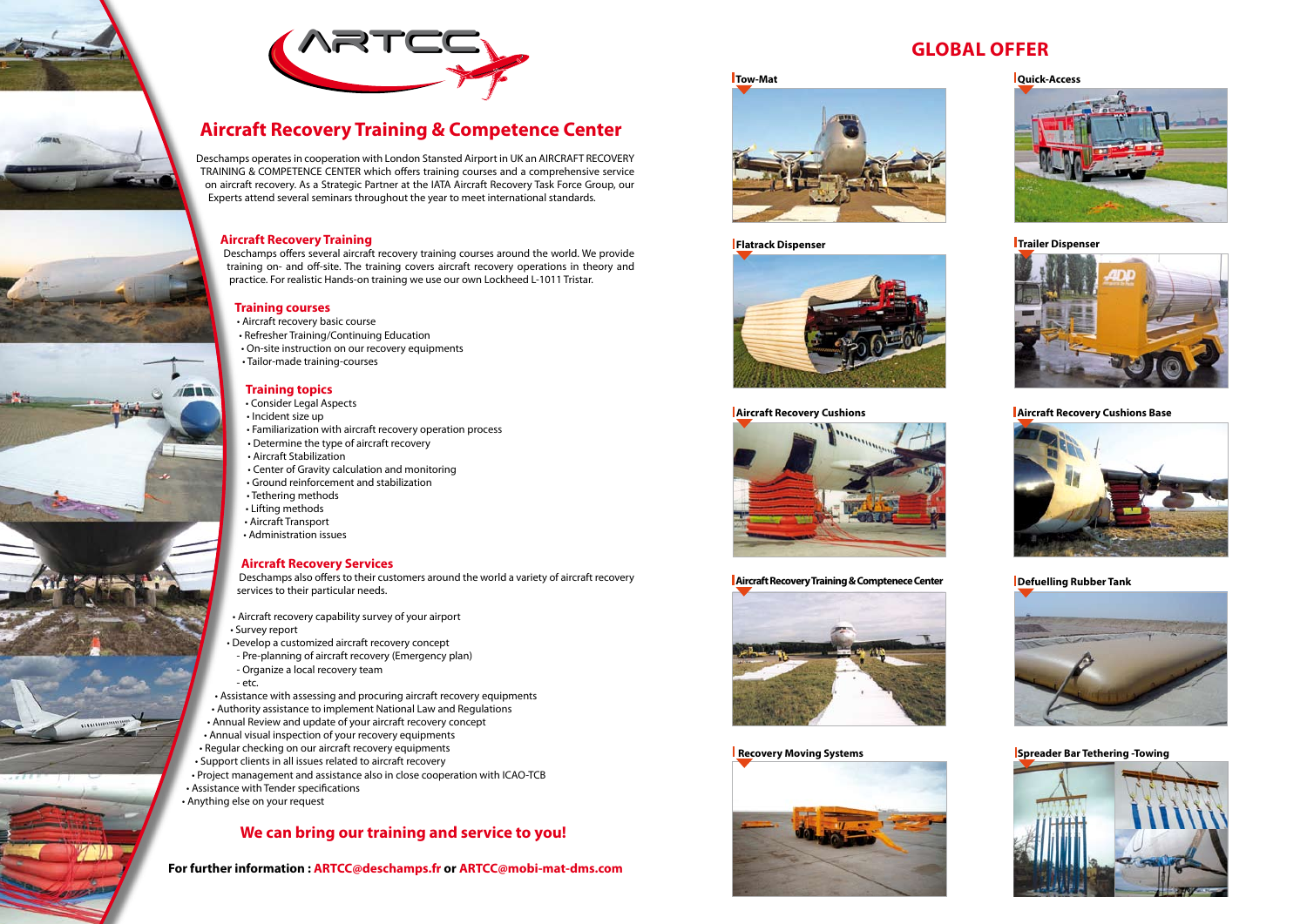# ARTCC

## Aircraft Recovery Training & Competence Center

Deschamps operates in cooperation with London Stansted Airport in UK an AIRCRAFT RECOVERY TRAINING & COMPETENCE CENTER which offers training courses and a comprehensive service on aircraft recovery. As a Strategic Partner at the IATA Aircraft Recovery Task Force Group, our Experts attend several seminars throughout the year to meet international standards.

### Aircraft Recovery Training

Deschamps offers several aircraft recovery training courses around the world. We provide training on- and off-site. The training covers aircraft recovery operations in theory and practice. For realistic Hands-on training we use our own Lockheed L-1011 Tristar.

### Training courses

- Aircraft recovery basic course
- Refresher Training/Continuing Education
- On-site instruction on our recovery equipments
- Tailor-made training-courses

### Training topics

- Consider Legal Aspects
- Incident size up
- Familiarization with aircraft recovery operation process
- Determine the type of aircraft recovery
- Aircraft Stabilization
- Center of Gravity calculation and monitoring
- Ground reinforcement and stabilization
- Tethering methods
- Lifting methods
- Aircraft Transport
- Administration issues

### Aircraft Recovery Services

Deschamps also offers to their customers around the world a variety of aircraft recovery services to their particular needs.

- Aircraft recovery capability survey of your airport
- Survey report
- Develop a customized aircraft recovery concept
  - Pre-planning of aircraft recovery (Emergency plan)
  - Organize a local recovery team
  - etc.
- Assistance with assessing and procuring aircraft recovery equipments
- Authority assistance to implement National Law and Regulations
- Annual Review and update of your aircraft recovery concept
- Annual visual inspection of your recovery equipments
- Regular checking on our aircraft recovery equipments
- Support clients in all issues related to aircraft recovery
- Project management and assistance also in close cooperation with ICAO-TCB
- Assistance with Tender specifications
- Anything else on your request

**We can bring our training and service to you!**

**For further information : ARTCC@deschamps.fr or ARTCC@mobi-mat-dms.com**

## GLOBAL OFFER

Tow-Mat

Quick-Access

Flatrack Dispenser

Trailer Dispenser

Aircraft Recovery Cushions

Aircraft Recovery Cushions Base

Aircraft Recovery Training & Comptenece Center

Defuelling Rubber Tank

Recovery Moving Systems

Spreader Bar Tethering -Towing